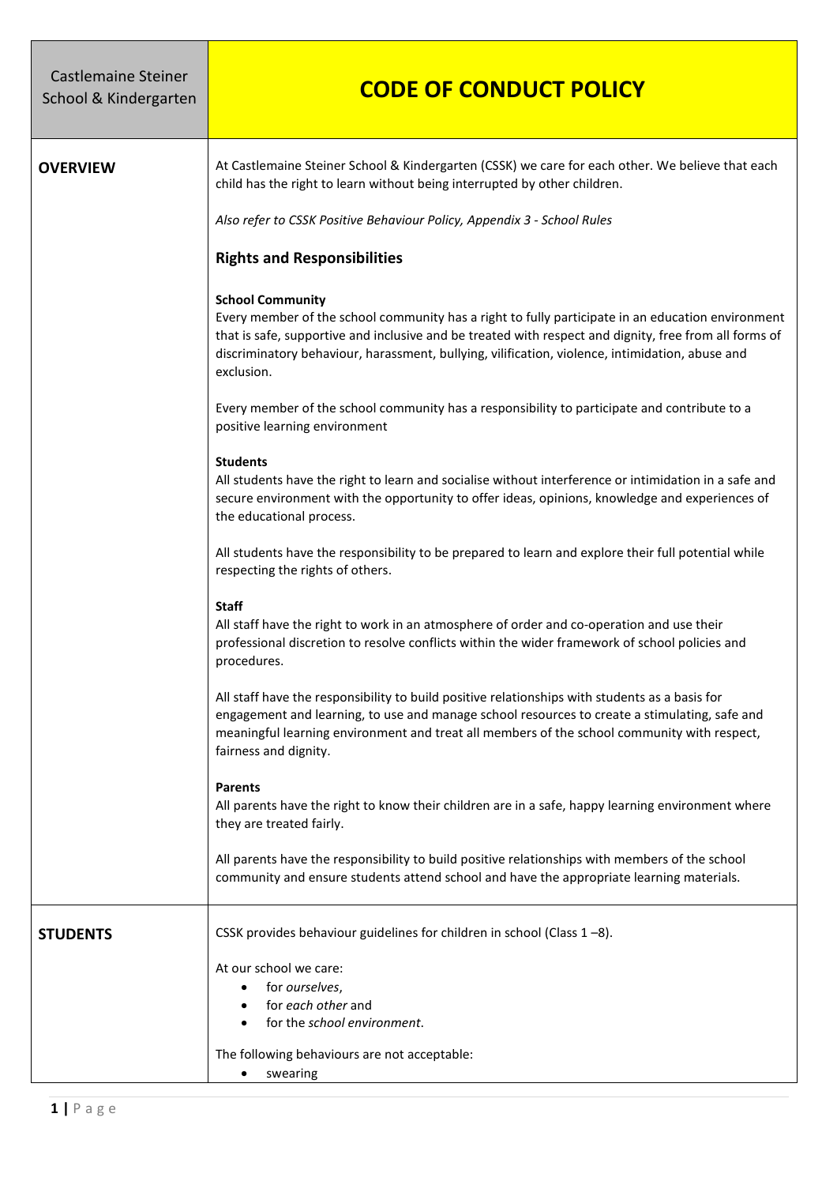| Castlemaine Steiner School & Kindergarten | **CODE OF CONDUCT POLICY** |
|---|---|

## OVERVIEW

At Castlemaine Steiner School & Kindergarten (CSSK) we care for each other. We believe that each child has the right to learn without being interrupted by other children.

*Also refer to CSSK Positive Behaviour Policy, Appendix 3 - School Rules*

### Rights and Responsibilities

**School Community**
Every member of the school community has a right to fully participate in an education environment that is safe, supportive and inclusive and be treated with respect and dignity, free from all forms of discriminatory behaviour, harassment, bullying, vilification, violence, intimidation, abuse and exclusion.

Every member of the school community has a responsibility to participate and contribute to a positive learning environment

**Students**
All students have the right to learn and socialise without interference or intimidation in a safe and secure environment with the opportunity to offer ideas, opinions, knowledge and experiences of the educational process.

All students have the responsibility to be prepared to learn and explore their full potential while respecting the rights of others.

**Staff**
All staff have the right to work in an atmosphere of order and co-operation and use their professional discretion to resolve conflicts within the wider framework of school policies and procedures.

All staff have the responsibility to build positive relationships with students as a basis for engagement and learning, to use and manage school resources to create a stimulating, safe and meaningful learning environment and treat all members of the school community with respect, fairness and dignity.

**Parents**
All parents have the right to know their children are in a safe, happy learning environment where they are treated fairly.

All parents have the responsibility to build positive relationships with members of the school community and ensure students attend school and have the appropriate learning materials.

## STUDENTS

CSSK provides behaviour guidelines for children in school (Class 1 –8).

At our school we care:

- for *ourselves*,
- for *each other* and
- for the *school environment.*

The following behaviours are not acceptable:

- swearing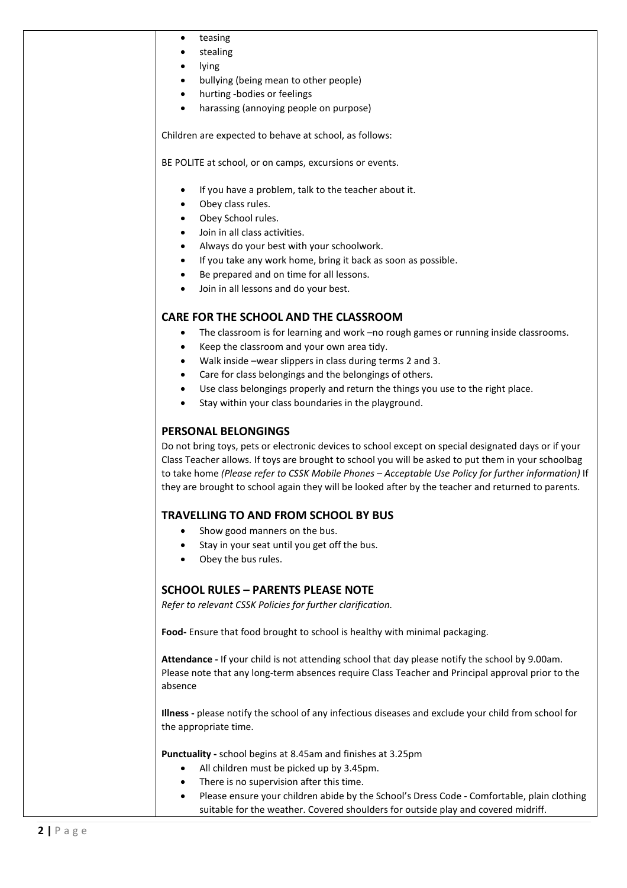- teasing
- stealing
- lying
- bullying (being mean to other people)
- hurting -bodies or feelings
- harassing (annoying people on purpose)

Children are expected to behave at school, as follows:

BE POLITE at school, or on camps, excursions or events.

- If you have a problem, talk to the teacher about it.
- Obey class rules.
- Obey School rules.
- Join in all class activities.
- Always do your best with your schoolwork.
- If you take any work home, bring it back as soon as possible.
- Be prepared and on time for all lessons.
- Join in all lessons and do your best.

## CARE FOR THE SCHOOL AND THE CLASSROOM

- The classroom is for learning and work –no rough games or running inside classrooms.
- Keep the classroom and your own area tidy.
- Walk inside –wear slippers in class during terms 2 and 3.
- Care for class belongings and the belongings of others.
- Use class belongings properly and return the things you use to the right place.
- Stay within your class boundaries in the playground.

## PERSONAL BELONGINGS

Do not bring toys, pets or electronic devices to school except on special designated days or if your Class Teacher allows. If toys are brought to school you will be asked to put them in your schoolbag to take home *(Please refer to CSSK Mobile Phones – Acceptable Use Policy for further information)* If they are brought to school again they will be looked after by the teacher and returned to parents.

## TRAVELLING TO AND FROM SCHOOL BY BUS

- Show good manners on the bus.
- Stay in your seat until you get off the bus.
- Obey the bus rules.

## SCHOOL RULES – PARENTS PLEASE NOTE

*Refer to relevant CSSK Policies for further clarification.*

**Food-** Ensure that food brought to school is healthy with minimal packaging.

**Attendance -** If your child is not attending school that day please notify the school by 9.00am. Please note that any long-term absences require Class Teacher and Principal approval prior to the absence

**Illness -** please notify the school of any infectious diseases and exclude your child from school for the appropriate time.

**Punctuality -** school begins at 8.45am and finishes at 3.25pm

- All children must be picked up by 3.45pm.
- There is no supervision after this time.
- Please ensure your children abide by the School's Dress Code - Comfortable, plain clothing suitable for the weather. Covered shoulders for outside play and covered midriff.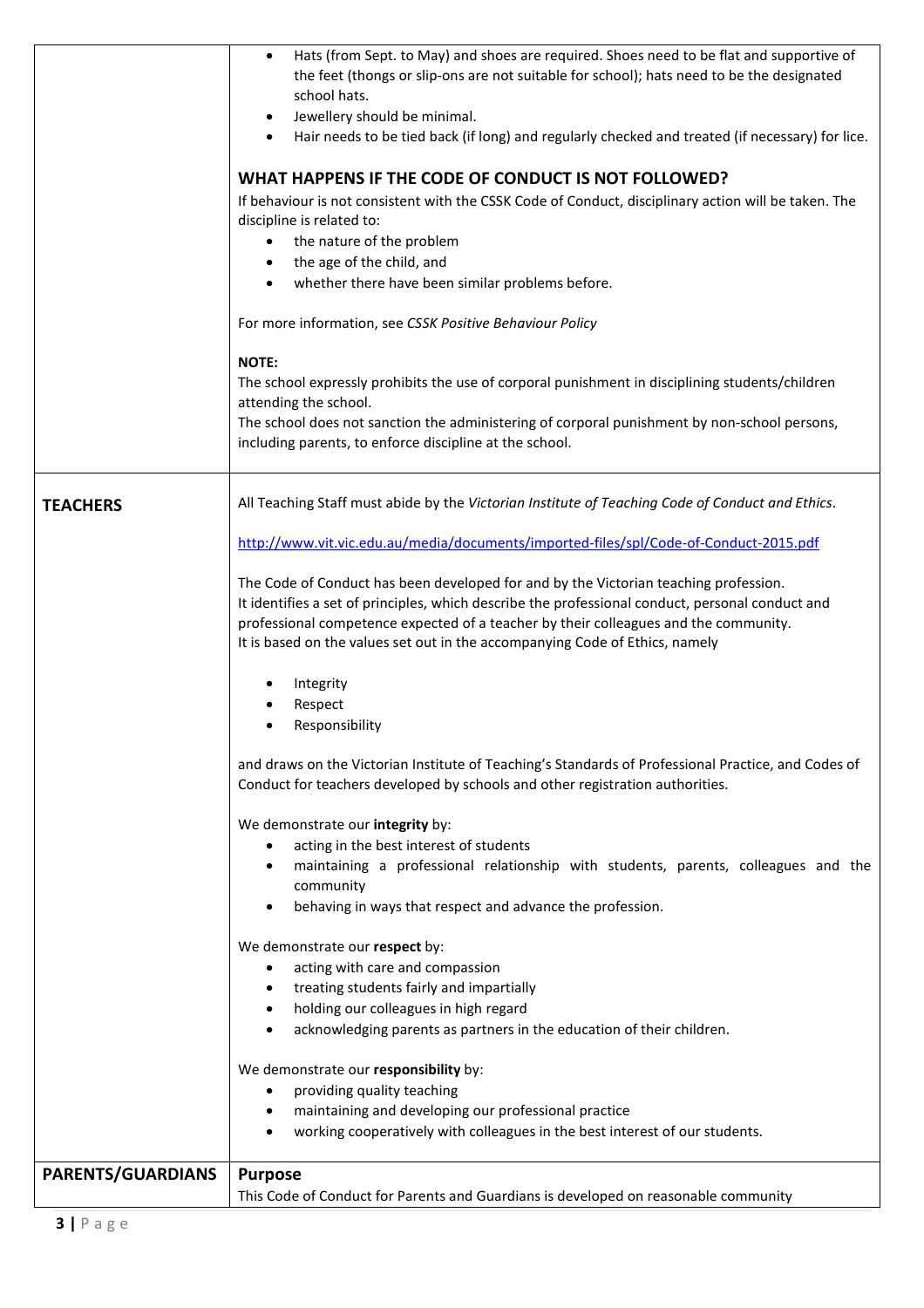| | |
|---|---|
| | • Hats (from Sept. to May) and shoes are required. Shoes need to be flat and supportive of the feet (thongs or slip-ons are not suitable for school); hats need to be the designated school hats.<br>• Jewellery should be minimal.<br>• Hair needs to be tied back (if long) and regularly checked and treated (if necessary) for lice.<br><br>**WHAT HAPPENS IF THE CODE OF CONDUCT IS NOT FOLLOWED?**<br>If behaviour is not consistent with the CSSK Code of Conduct, disciplinary action will be taken. The discipline is related to:<br>• the nature of the problem<br>• the age of the child, and<br>• whether there have been similar problems before.<br><br>For more information, see *CSSK Positive Behaviour Policy*<br><br>**NOTE:**<br>The school expressly prohibits the use of corporal punishment in disciplining students/children attending the school.<br>The school does not sanction the administering of corporal punishment by non-school persons, including parents, to enforce discipline at the school. |
| **TEACHERS** | All Teaching Staff must abide by the *Victorian Institute of Teaching Code of Conduct and Ethics*.<br><br>http://www.vit.vic.edu.au/media/documents/imported-files/spl/Code-of-Conduct-2015.pdf<br><br>The Code of Conduct has been developed for and by the Victorian teaching profession.<br>It identifies a set of principles, which describe the professional conduct, personal conduct and professional competence expected of a teacher by their colleagues and the community.<br>It is based on the values set out in the accompanying Code of Ethics, namely<br><br>• Integrity<br>• Respect<br>• Responsibility<br><br>and draws on the Victorian Institute of Teaching's Standards of Professional Practice, and Codes of Conduct for teachers developed by schools and other registration authorities.<br><br>We demonstrate our **integrity** by:<br>• acting in the best interest of students<br>• maintaining a professional relationship with students, parents, colleagues and the community<br>• behaving in ways that respect and advance the profession.<br><br>We demonstrate our **respect** by:<br>• acting with care and compassion<br>• treating students fairly and impartially<br>• holding our colleagues in high regard<br>• acknowledging parents as partners in the education of their children.<br><br>We demonstrate our **responsibility** by:<br>• providing quality teaching<br>• maintaining and developing our professional practice<br>• working cooperatively with colleagues in the best interest of our students. |
| **PARENTS/GUARDIANS** | **Purpose**<br>This Code of Conduct for Parents and Guardians is developed on reasonable community |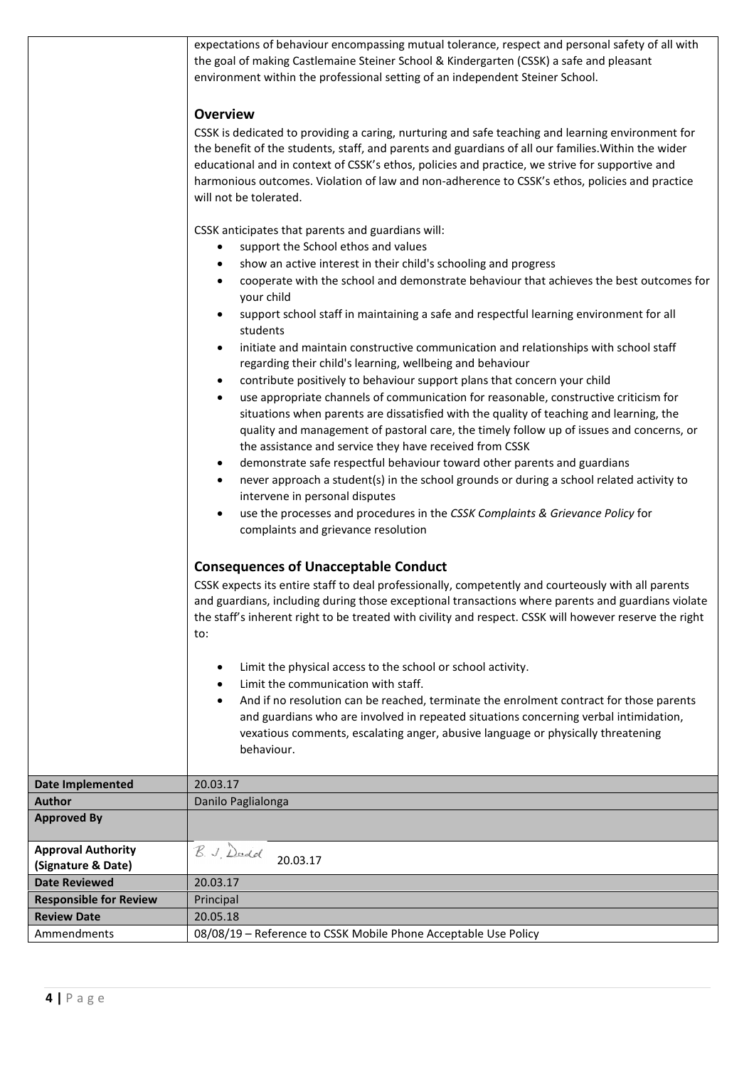expectations of behaviour encompassing mutual tolerance, respect and personal safety of all with the goal of making Castlemaine Steiner School & Kindergarten (CSSK) a safe and pleasant environment within the professional setting of an independent Steiner School.

## Overview

CSSK is dedicated to providing a caring, nurturing and safe teaching and learning environment for the benefit of the students, staff, and parents and guardians of all our families.Within the wider educational and in context of CSSK's ethos, policies and practice, we strive for supportive and harmonious outcomes. Violation of law and non-adherence to CSSK's ethos, policies and practice will not be tolerated.

CSSK anticipates that parents and guardians will:

- support the School ethos and values
- show an active interest in their child's schooling and progress
- cooperate with the school and demonstrate behaviour that achieves the best outcomes for your child
- support school staff in maintaining a safe and respectful learning environment for all students
- initiate and maintain constructive communication and relationships with school staff regarding their child's learning, wellbeing and behaviour
- contribute positively to behaviour support plans that concern your child
- use appropriate channels of communication for reasonable, constructive criticism for situations when parents are dissatisfied with the quality of teaching and learning, the quality and management of pastoral care, the timely follow up of issues and concerns, or the assistance and service they have received from CSSK
- demonstrate safe respectful behaviour toward other parents and guardians
- never approach a student(s) in the school grounds or during a school related activity to intervene in personal disputes
- use the processes and procedures in the *CSSK Complaints & Grievance Policy* for complaints and grievance resolution

## Consequences of Unacceptable Conduct

CSSK expects its entire staff to deal professionally, competently and courteously with all parents and guardians, including during those exceptional transactions where parents and guardians violate the staff's inherent right to be treated with civility and respect. CSSK will however reserve the right to:

- Limit the physical access to the school or school activity.
- Limit the communication with staff.
- And if no resolution can be reached, terminate the enrolment contract for those parents and guardians who are involved in repeated situations concerning verbal intimidation, vexatious comments, escalating anger, abusive language or physically threatening behaviour.

| | |
|---|---|
| **Date Implemented** | 20.03.17 |
| **Author** | Danilo Paglialonga |
| **Approved By** | |
| **Approval Authority (Signature & Date)** | B. J. Dodd 20.03.17 |
| **Date Reviewed** | 20.03.17 |
| **Responsible for Review** | Principal |
| **Review Date** | 20.05.18 |
| Ammendments | 08/08/19 – Reference to CSSK Mobile Phone Acceptable Use Policy |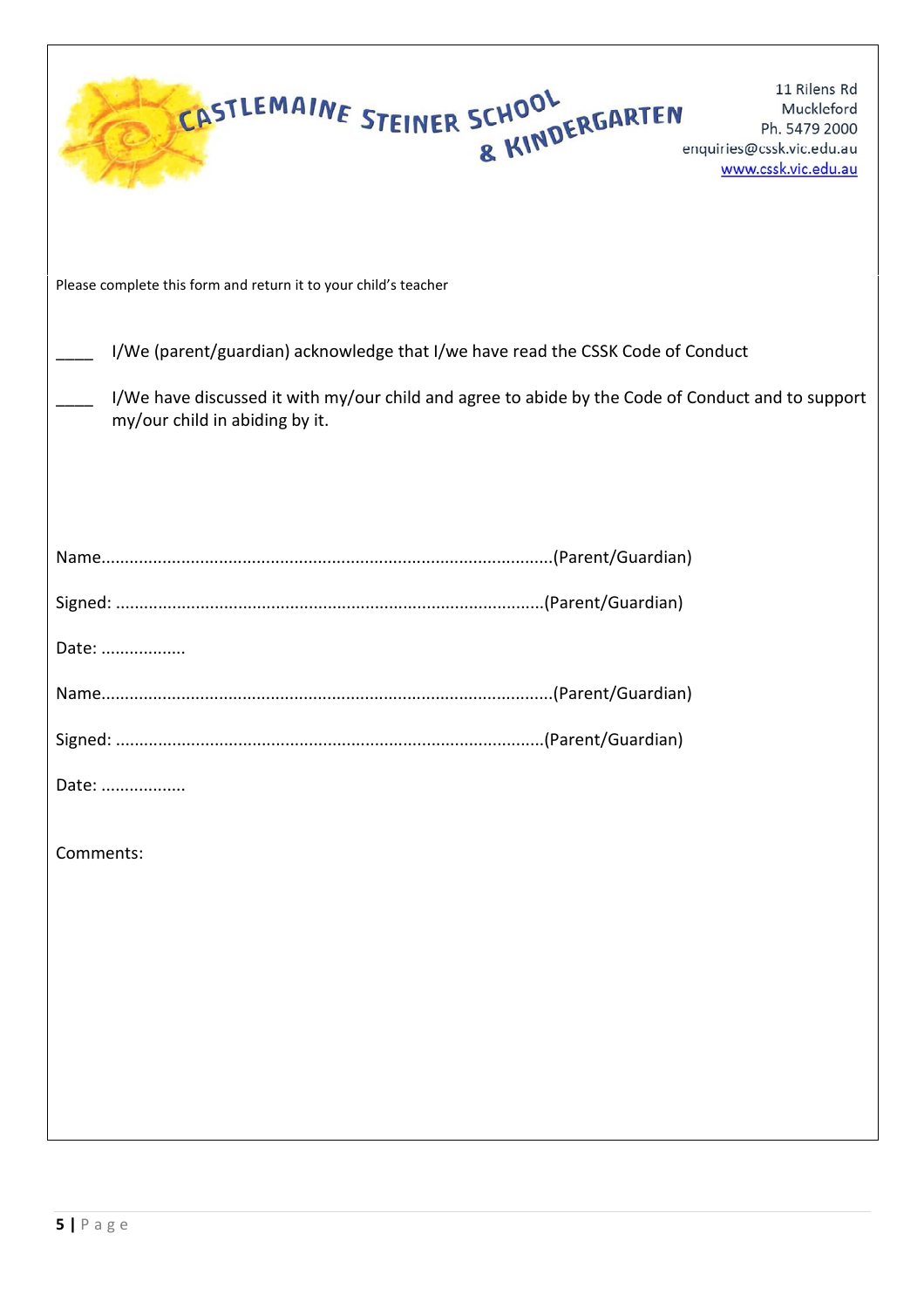CASTLEMAINE STEINER SCHOOL & KINDERGARTEN

11 Rilens Rd
Muckleford
Ph. 5479 2000
enquiries@cssk.vic.edu.au
www.cssk.vic.edu.au

Please complete this form and return it to your child's teacher

____ I/We (parent/guardian) acknowledge that I/we have read the CSSK Code of Conduct

____ I/We have discussed it with my/our child and agree to abide by the Code of Conduct and to support my/our child in abiding by it.

Name...............................................................................................(Parent/Guardian)

Signed: .........................................................................................(Parent/Guardian)

Date: ..................

Name...............................................................................................(Parent/Guardian)

Signed: .........................................................................................(Parent/Guardian)

Date: ..................

Comments: